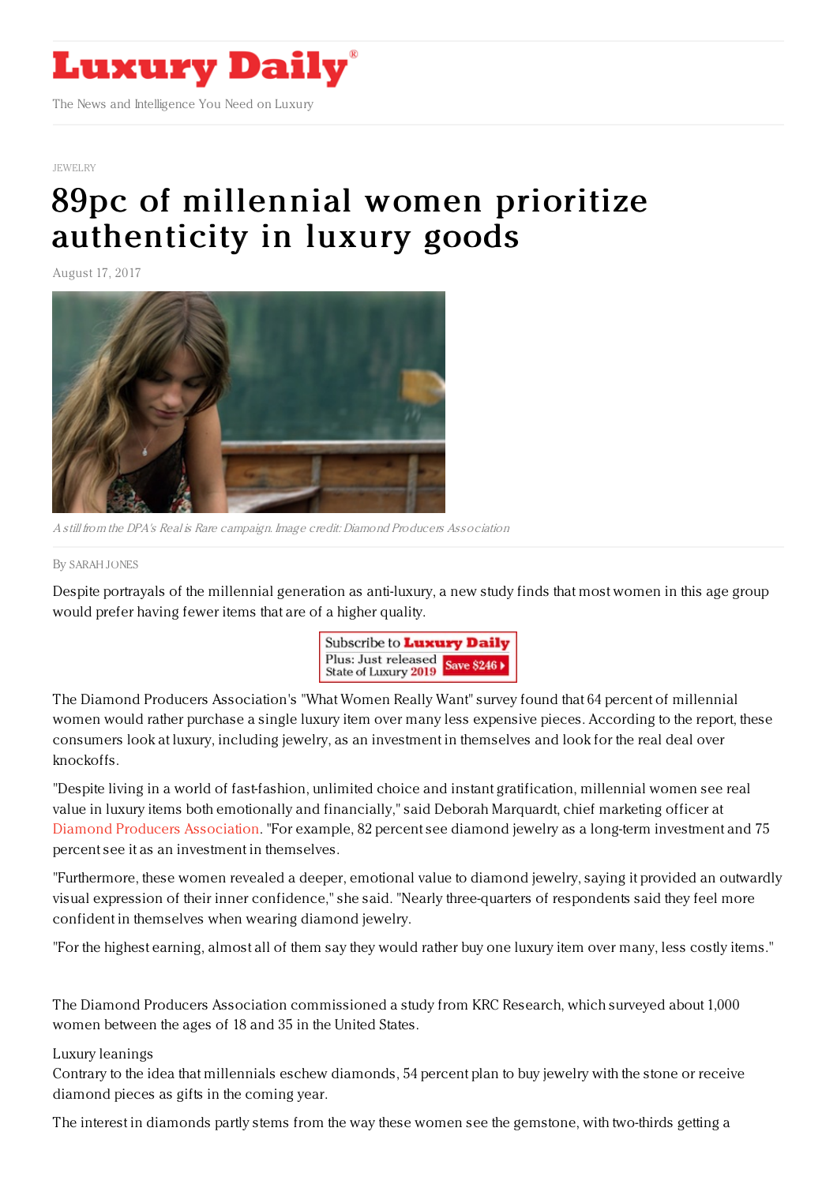# Luxury Daily

The News and Intelligence You Need on Luxury

JEWELRY

# 89pc of millennial women prioritize authenticity in luxury goods

August 17, 2017

*A still from the DPA's Real is Rare campaign. Image credit: Diamond Producers Association*

By SARAH JONES

Despite portrayals of the millennial generation as anti-luxury, a new study finds that most women in this age group would prefer having fewer items that are of a higher quality.

The Diamond Producers Association's "What Women Really Want" survey found that 64 percent of millennial women would rather purchase a single luxury item over many less expensive pieces. According to the report, these consumers look at luxury, including jewelry, as an investment in themselves and look for the real deal over knockoffs.

"Despite living in a world of fast-fashion, unlimited choice and instant gratification, millennial women see real value in luxury items both emotionally and financially," said Deborah Marquardt, chief marketing officer at Diamond Producers Association. "For example, 82 percent see diamond jewelry as a long-term investment and 75 percent see it as an investment in themselves.

"Furthermore, these women revealed a deeper, emotional value to diamond jewelry, saying it provided an outwardly visual expression of their inner confidence," she said. "Nearly three-quarters of respondents said they feel more confident in themselves when wearing diamond jewelry.

"For the highest earning, almost all of them say they would rather buy one luxury item over many, less costly items."

The Diamond Producers Association commissioned a study from KRC Research, which surveyed about 1,000 women between the ages of 18 and 35 in the United States.

## Luxury leanings

Contrary to the idea that millennials eschew diamonds, 54 percent plan to buy jewelry with the stone or receive diamond pieces as gifts in the coming year.

The interest in diamonds partly stems from the way these women see the gemstone, with two-thirds getting a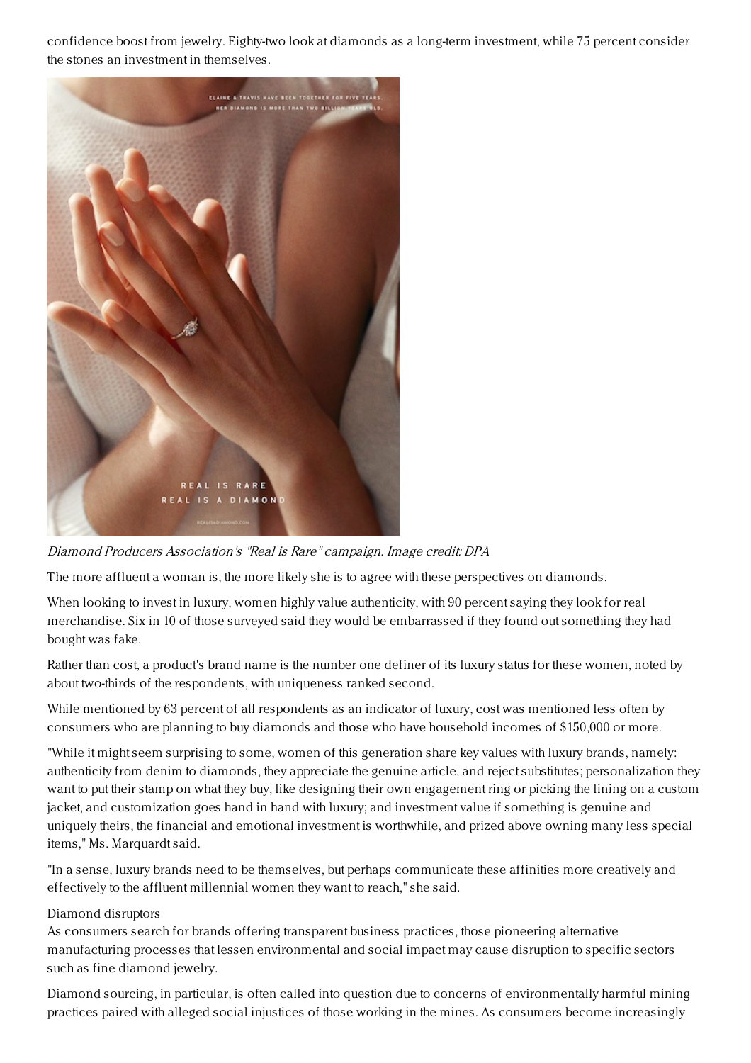confidence boost from jewelry. Eighty-two look at diamonds as a long-term investment, while 75 percent consider the stones an investment in themselves.

*Diamond Producers Association's "Real is Rare" campaign. Image credit: DPA*

The more affluent a woman is, the more likely she is to agree with these perspectives on diamonds.

When looking to invest in luxury, women highly value authenticity, with 90 percent saying they look for real merchandise. Six in 10 of those surveyed said they would be embarrassed if they found out something they had bought was fake.

Rather than cost, a product's brand name is the number one definer of its luxury status for these women, noted by about two-thirds of the respondents, with uniqueness ranked second.

While mentioned by 63 percent of all respondents as an indicator of luxury, cost was mentioned less often by consumers who are planning to buy diamonds and those who have household incomes of $150,000 or more.

"While it might seem surprising to some, women of this generation share key values with luxury brands, namely: authenticity from denim to diamonds, they appreciate the genuine article, and reject substitutes; personalization they want to put their stamp on what they buy, like designing their own engagement ring or picking the lining on a custom jacket, and customization goes hand in hand with luxury; and investment value if something is genuine and uniquely theirs, the financial and emotional investment is worthwhile, and prized above owning many less special items," Ms. Marquardt said.

"In a sense, luxury brands need to be themselves, but perhaps communicate these affinities more creatively and effectively to the affluent millennial women they want to reach," she said.

## Diamond disruptors

As consumers search for brands offering transparent business practices, those pioneering alternative manufacturing processes that lessen environmental and social impact may cause disruption to specific sectors such as fine diamond jewelry.

Diamond sourcing, in particular, is often called into question due to concerns of environmentally harmful mining practices paired with alleged social injustices of those working in the mines. As consumers become increasingly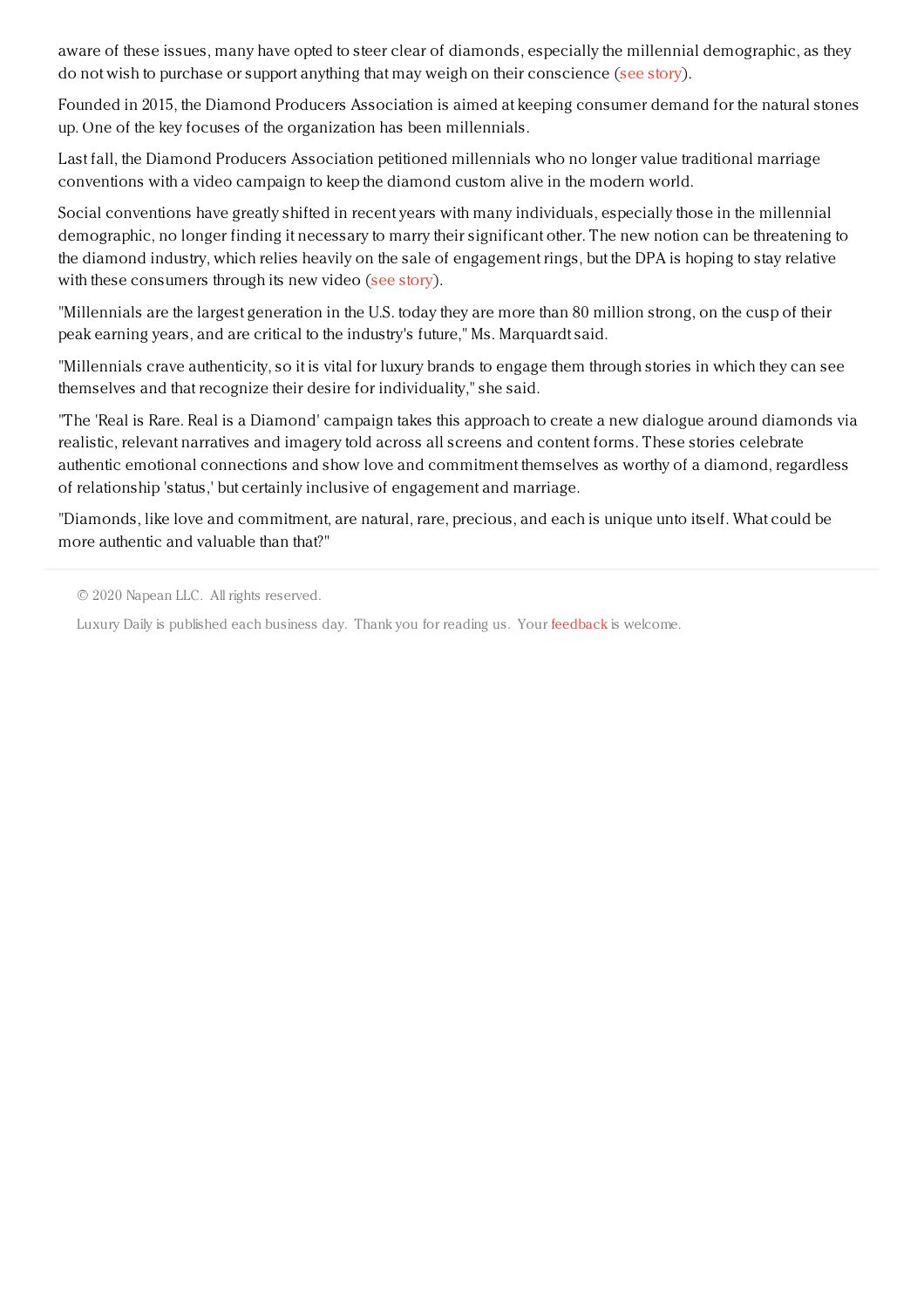aware of these issues, many have opted to steer clear of diamonds, especially the millennial demographic, as they do not wish to purchase or support anything that may weigh on their conscience (see story).

Founded in 2015, the Diamond Producers Association is aimed at keeping consumer demand for the natural stones up. One of the key focuses of the organization has been millennials.

Last fall, the Diamond Producers Association petitioned millennials who no longer value traditional marriage conventions with a video campaign to keep the diamond custom alive in the modern world.

Social conventions have greatly shifted in recent years with many individuals, especially those in the millennial demographic, no longer finding it necessary to marry their significant other. The new notion can be threatening to the diamond industry, which relies heavily on the sale of engagement rings, but the DPA is hoping to stay relative with these consumers through its new video (see story).

"Millennials are the largest generation in the U.S. today they are more than 80 million strong, on the cusp of their peak earning years, and are critical to the industry's future," Ms. Marquardt said.

"Millennials crave authenticity, so it is vital for luxury brands to engage them through stories in which they can see themselves and that recognize their desire for individuality," she said.

"The 'Real is Rare. Real is a Diamond' campaign takes this approach to create a new dialogue around diamonds via realistic, relevant narratives and imagery told across all screens and content forms. These stories celebrate authentic emotional connections and show love and commitment themselves as worthy of a diamond, regardless of relationship 'status,' but certainly inclusive of engagement and marriage.

"Diamonds, like love and commitment, are natural, rare, precious, and each is unique unto itself. What could be more authentic and valuable than that?"

© 2020 Napean LLC. All rights reserved.

Luxury Daily is published each business day. Thank you for reading us. Your feedback is welcome.